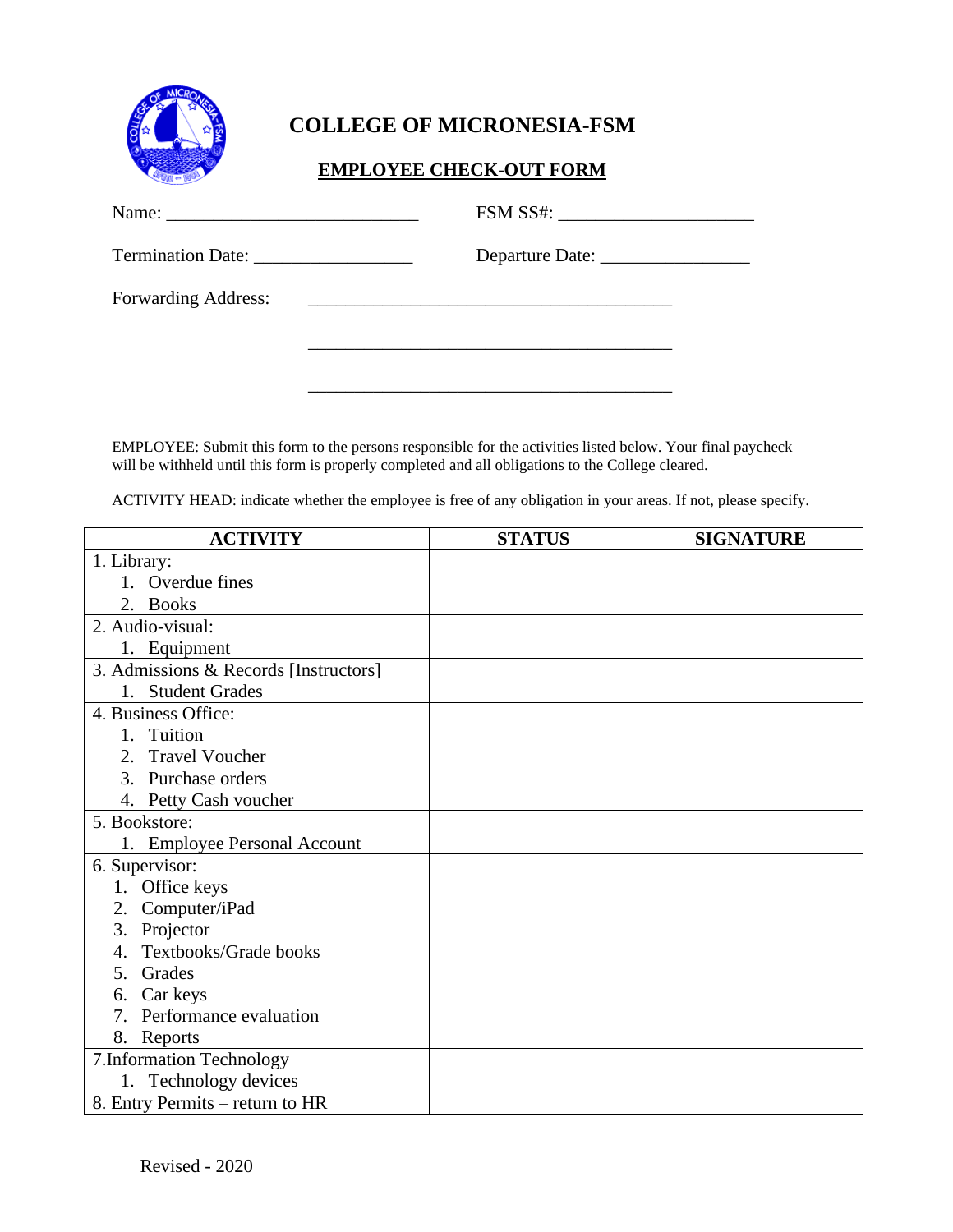# COLLEGE OF MICRONESIA-FSM

## EMPLOYEE CHECK-OUT FORM

Name: ___________________________ FSM SS#: _____________________

Termination Date: _________________ Departure Date: ________________

Forwarding Address: _______________________________________

_______________________________________

_______________________________________

EMPLOYEE: Submit this form to the persons responsible for the activities listed below. Your final paycheck will be withheld until this form is properly completed and all obligations to the College cleared.

ACTIVITY HEAD: indicate whether the employee is free of any obligation in your areas. If not, please specify.

| ACTIVITY | STATUS | SIGNATURE |
|---|---|---|
| 1. Library:<br>1. Overdue fines<br>2. Books | | |
| 2. Audio-visual:<br>1. Equipment | | |
| 3. Admissions & Records [Instructors]<br>1. Student Grades | | |
| 4. Business Office:<br>1. Tuition<br>2. Travel Voucher<br>3. Purchase orders<br>4. Petty Cash voucher | | |
| 5. Bookstore:<br>1. Employee Personal Account | | |
| 6. Supervisor:<br>1. Office keys<br>2. Computer/iPad<br>3. Projector<br>4. Textbooks/Grade books<br>5. Grades<br>6. Car keys<br>7. Performance evaluation<br>8. Reports | | |
| 7.Information Technology<br>1. Technology devices | | |
| 8. Entry Permits – return to HR | | |

Revised - 2020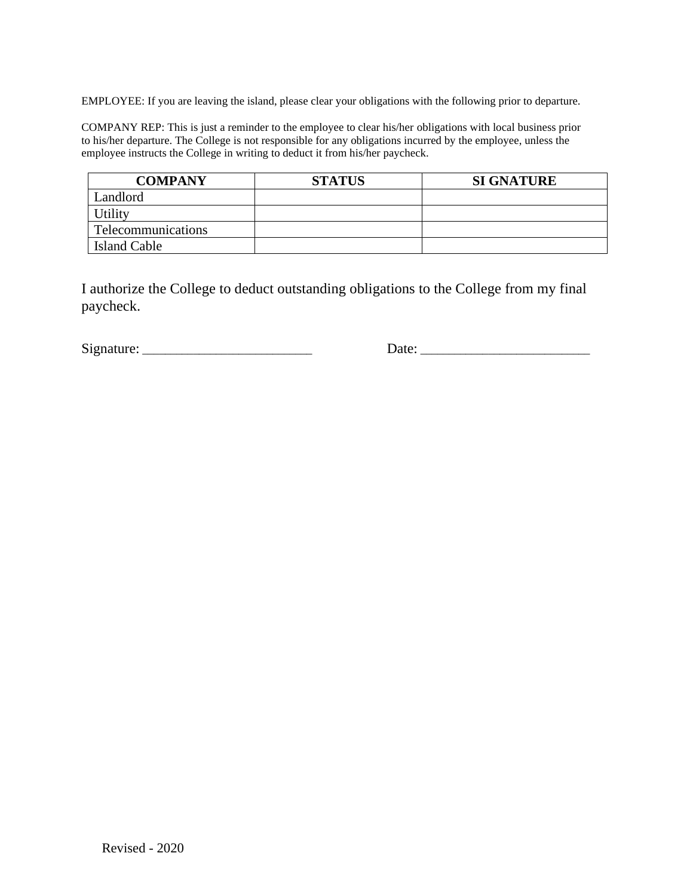EMPLOYEE: If you are leaving the island, please clear your obligations with the following prior to departure.

COMPANY REP: This is just a reminder to the employee to clear his/her obligations with local business prior to his/her departure. The College is not responsible for any obligations incurred by the employee, unless the employee instructs the College in writing to deduct it from his/her paycheck.

| COMPANY | STATUS | SI GNATURE |
|---|---|---|
| Landlord | | |
| Utility | | |
| Telecommunications | | |
| Island Cable | | |

I authorize the College to deduct outstanding obligations to the College from my final paycheck.

Signature: _________________________ Date: _________________________

Revised - 2020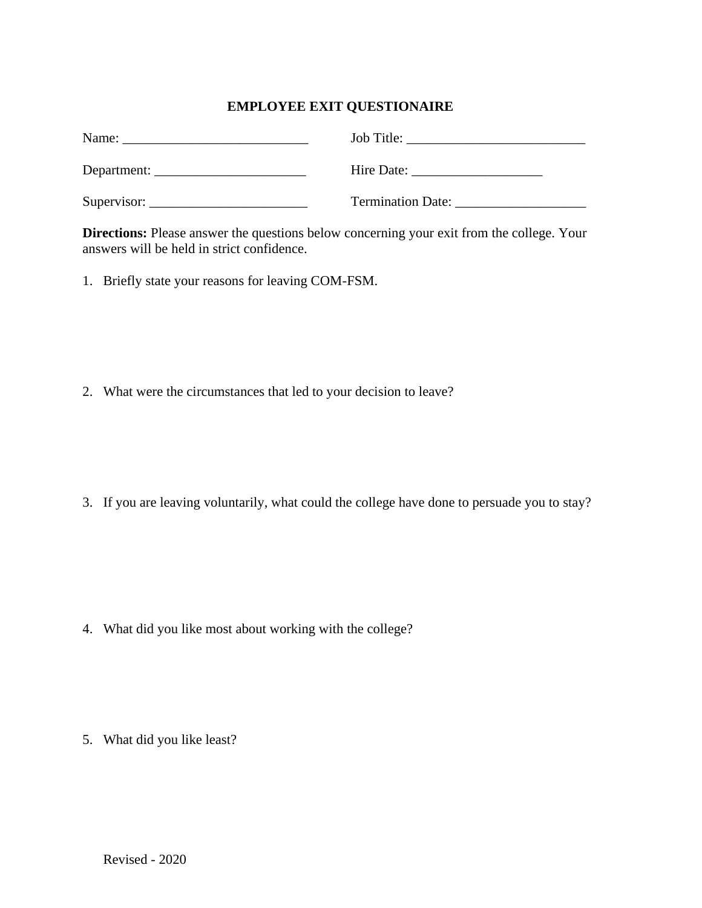# EMPLOYEE EXIT QUESTIONAIRE

Name: ___________________________ Job Title: __________________________

Department: ______________________ Hire Date: ___________________

Supervisor: _______________________ Termination Date: ___________________

**Directions:** Please answer the questions below concerning your exit from the college. Your answers will be held in strict confidence.

1. Briefly state your reasons for leaving COM-FSM.

2. What were the circumstances that led to your decision to leave?

3. If you are leaving voluntarily, what could the college have done to persuade you to stay?

4. What did you like most about working with the college?

5. What did you like least?

Revised - 2020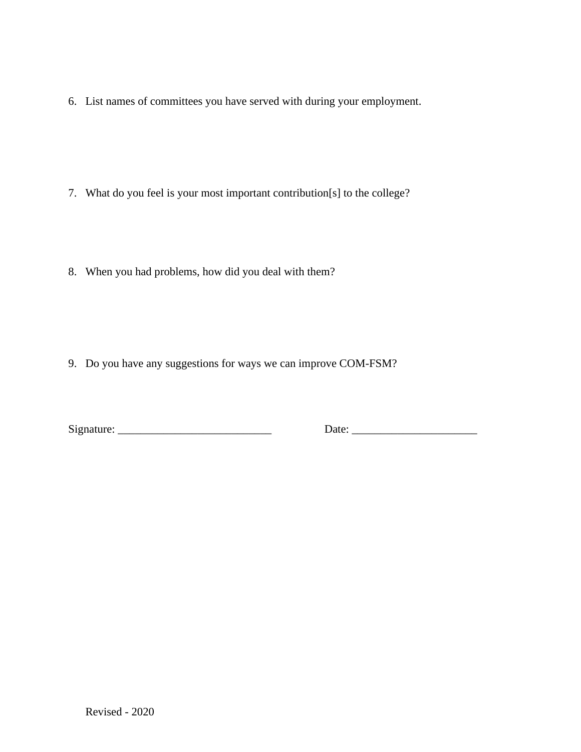6. List names of committees you have served with during your employment.

7. What do you feel is your most important contribution[s] to the college?

8. When you had problems, how did you deal with them?

9. Do you have any suggestions for ways we can improve COM-FSM?

Signature: ___________________________ Date: ______________________

Revised - 2020